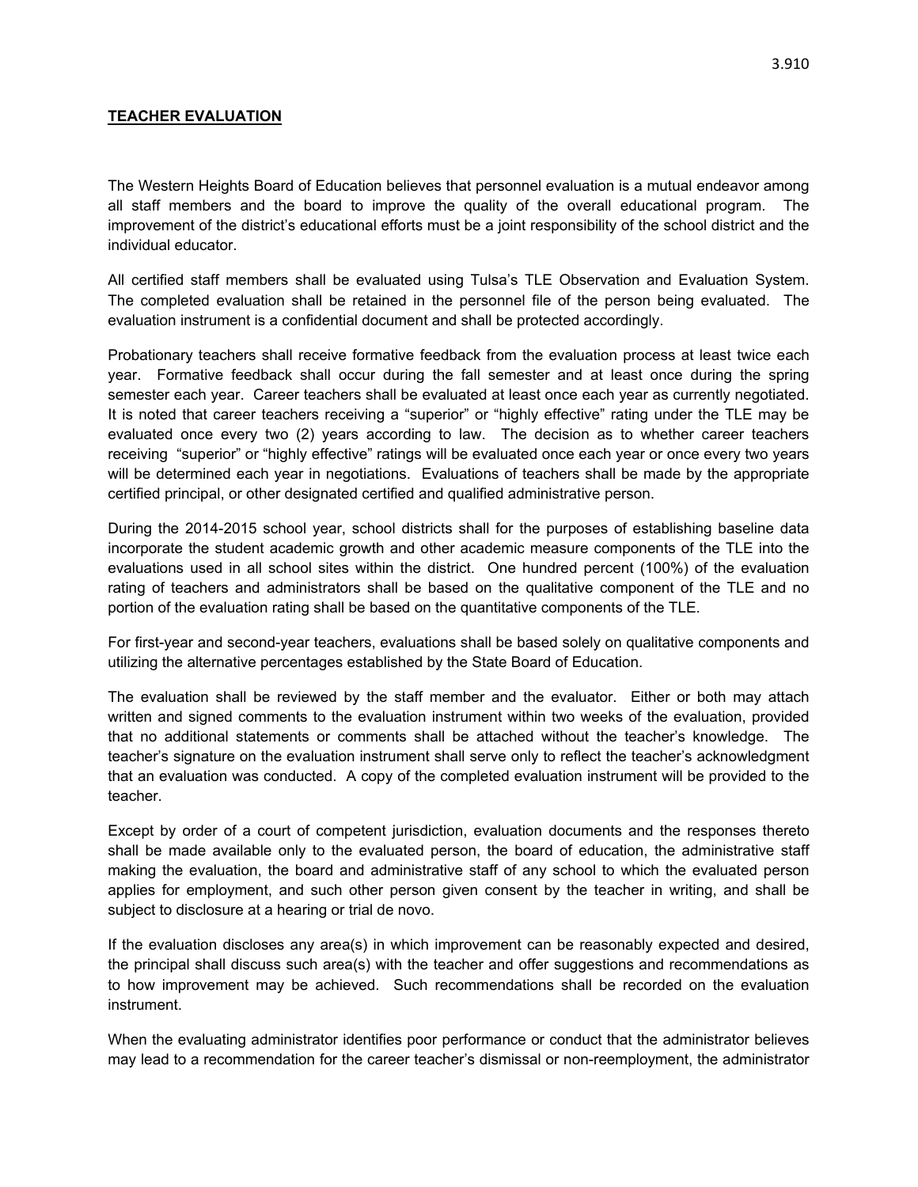## TEACHER EVALUATION

The Western Heights Board of Education believes that personnel evaluation is a mutual endeavor among all staff members and the board to improve the quality of the overall educational program. The improvement of the district's educational efforts must be a joint responsibility of the school district and the individual educator.

All certified staff members shall be evaluated using Tulsa's TLE Observation and Evaluation System. The completed evaluation shall be retained in the personnel file of the person being evaluated. The evaluation instrument is a confidential document and shall be protected accordingly.

Probationary teachers shall receive formative feedback from the evaluation process at least twice each year. Formative feedback shall occur during the fall semester and at least once during the spring semester each year. Career teachers shall be evaluated at least once each year as currently negotiated. It is noted that career teachers receiving a "superior" or "highly effective" rating under the TLE may be evaluated once every two (2) years according to law. The decision as to whether career teachers receiving "superior" or "highly effective" ratings will be evaluated once each year or once every two years will be determined each year in negotiations. Evaluations of teachers shall be made by the appropriate certified principal, or other designated certified and qualified administrative person.

During the 2014-2015 school year, school districts shall for the purposes of establishing baseline data incorporate the student academic growth and other academic measure components of the TLE into the evaluations used in all school sites within the district. One hundred percent (100%) of the evaluation rating of teachers and administrators shall be based on the qualitative component of the TLE and no portion of the evaluation rating shall be based on the quantitative components of the TLE.

For first-year and second-year teachers, evaluations shall be based solely on qualitative components and utilizing the alternative percentages established by the State Board of Education.

The evaluation shall be reviewed by the staff member and the evaluator. Either or both may attach written and signed comments to the evaluation instrument within two weeks of the evaluation, provided that no additional statements or comments shall be attached without the teacher's knowledge. The teacher's signature on the evaluation instrument shall serve only to reflect the teacher's acknowledgment that an evaluation was conducted. A copy of the completed evaluation instrument will be provided to the teacher.

Except by order of a court of competent jurisdiction, evaluation documents and the responses thereto shall be made available only to the evaluated person, the board of education, the administrative staff making the evaluation, the board and administrative staff of any school to which the evaluated person applies for employment, and such other person given consent by the teacher in writing, and shall be subject to disclosure at a hearing or trial de novo.

If the evaluation discloses any area(s) in which improvement can be reasonably expected and desired, the principal shall discuss such area(s) with the teacher and offer suggestions and recommendations as to how improvement may be achieved. Such recommendations shall be recorded on the evaluation instrument.

When the evaluating administrator identifies poor performance or conduct that the administrator believes may lead to a recommendation for the career teacher's dismissal or non-reemployment, the administrator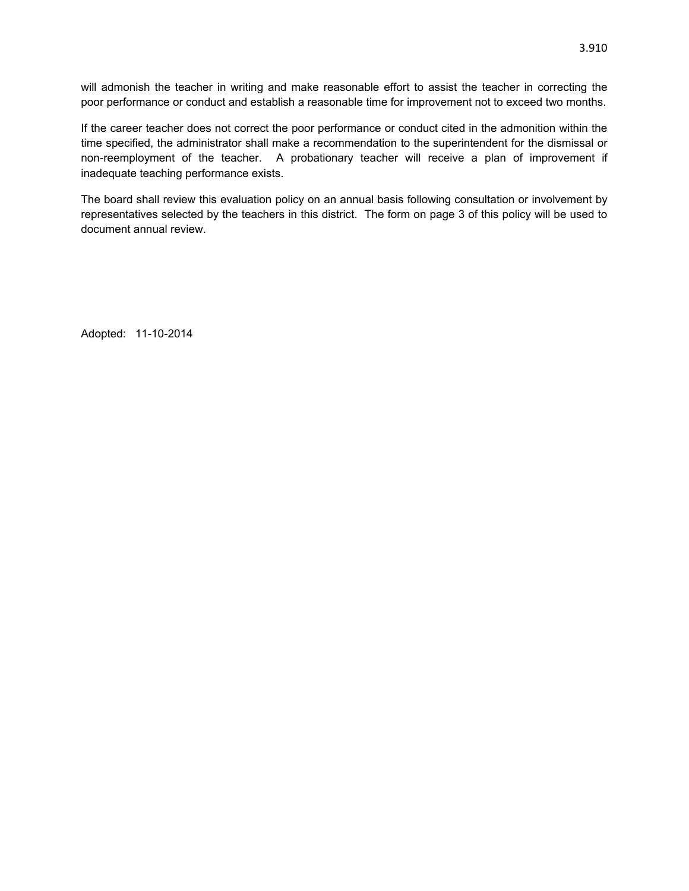will admonish the teacher in writing and make reasonable effort to assist the teacher in correcting the poor performance or conduct and establish a reasonable time for improvement not to exceed two months.

If the career teacher does not correct the poor performance or conduct cited in the admonition within the time specified, the administrator shall make a recommendation to the superintendent for the dismissal or non-reemployment of the teacher. A probationary teacher will receive a plan of improvement if inadequate teaching performance exists.

The board shall review this evaluation policy on an annual basis following consultation or involvement by representatives selected by the teachers in this district. The form on page 3 of this policy will be used to document annual review.

Adopted: 11-10-2014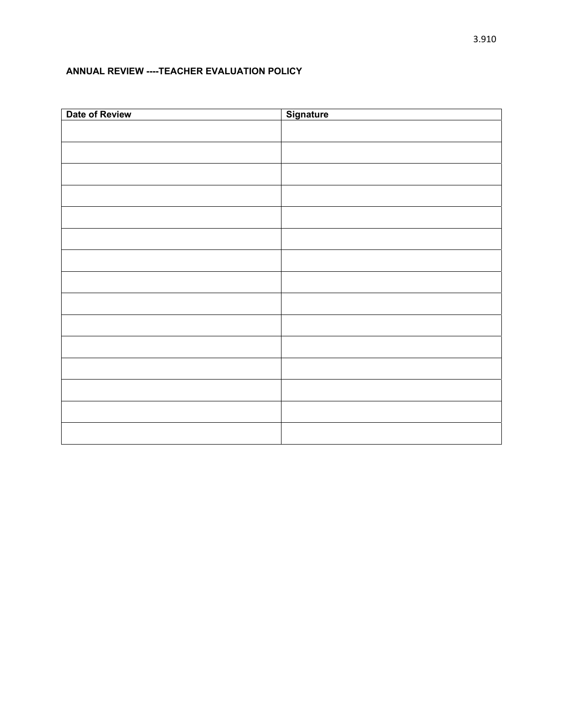3.910

**ANNUAL REVIEW ----TEACHER EVALUATION POLICY**

| Date of Review | Signature |
|---|---|
| | |
| | |
| | |
| | |
| | |
| | |
| | |
| | |
| | |
| | |
| | |
| | |
| | |
| | |
| | |